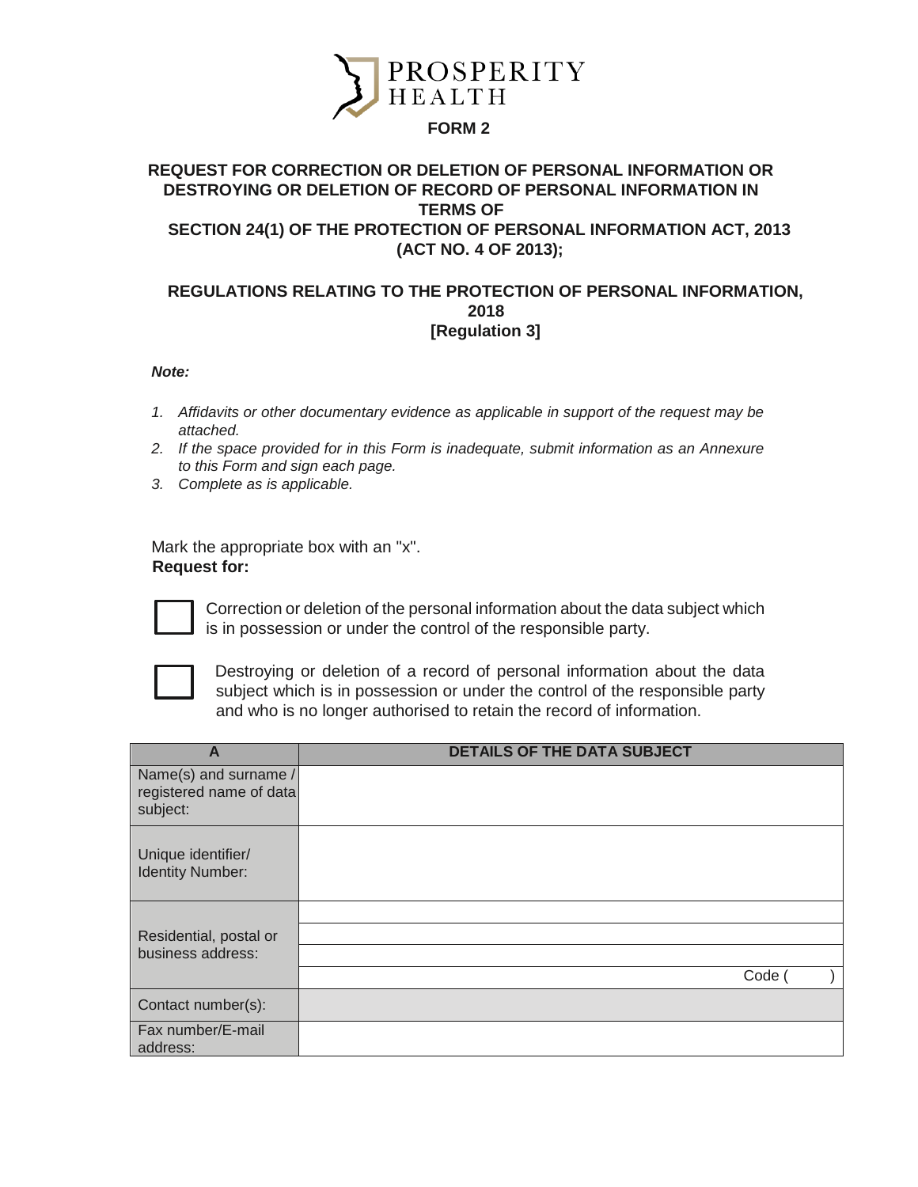PROSPERITY HEALTH

# FORM 2

## REQUEST FOR CORRECTION OR DELETION OF PERSONAL INFORMATION OR DESTROYING OR DELETION OF RECORD OF PERSONAL INFORMATION IN TERMS OF SECTION 24(1) OF THE PROTECTION OF PERSONAL INFORMATION ACT, 2013 (ACT NO. 4 OF 2013);

## REGULATIONS RELATING TO THE PROTECTION OF PERSONAL INFORMATION, 2018 [Regulation 3]

***Note:***

1. *Affidavits or other documentary evidence as applicable in support of the request may be attached.*
2. *If the space provided for in this Form is inadequate, submit information as an Annexure to this Form and sign each page.*
3. *Complete as is applicable.*

Mark the appropriate box with an "x".
**Request for:**

☐ Correction or deletion of the personal information about the data subject which is in possession or under the control of the responsible party.

☐ Destroying or deletion of a record of personal information about the data subject which is in possession or under the control of the responsible party and who is no longer authorised to retain the record of information.

| A | DETAILS OF THE DATA SUBJECT |
|---|---|
| Name(s) and surname / registered name of data subject: | |
| Unique identifier/ Identity Number: | |
| Residential, postal or business address: | |
| | |
| | |
| | Code ( ) |
| Contact number(s): | |
| Fax number/E-mail address: | |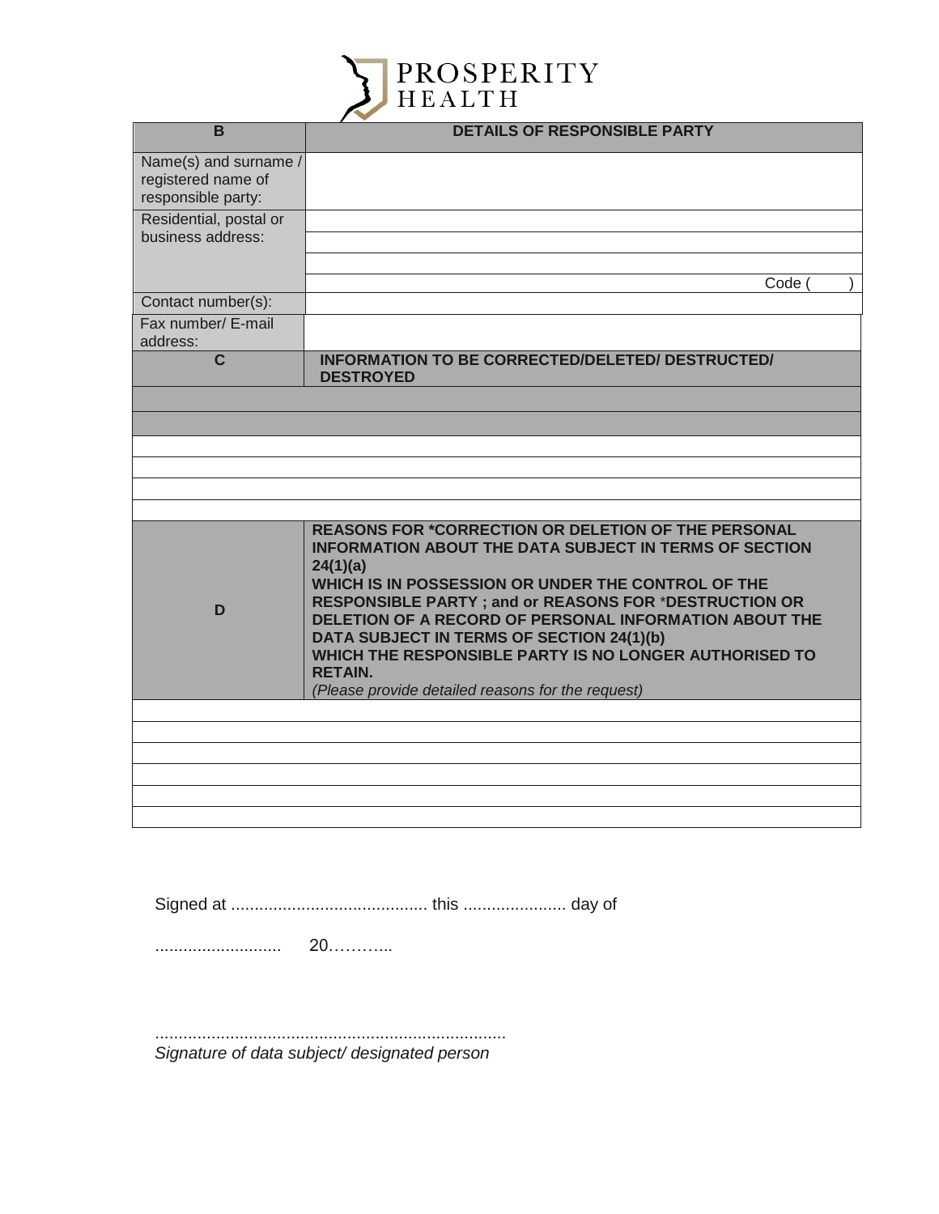PROSPERITY HEALTH

| B | DETAILS OF RESPONSIBLE PARTY |
|---|---|
| Name(s) and surname / registered name of responsible party: | |
| Residential, postal or business address: | |
| | |
| | |
| | Code ( ) |
| Contact number(s): | |
| Fax number/ E-mail address: | |
| **C** | **INFORMATION TO BE CORRECTED/DELETED/ DESTRUCTED/ DESTROYED** |
| | |
| | |
| | |
| | |
| | |
| | |
| **D** | **REASONS FOR *CORRECTION OR DELETION OF THE PERSONAL INFORMATION ABOUT THE DATA SUBJECT IN TERMS OF SECTION 24(1)(a) WHICH IS IN POSSESSION OR UNDER THE CONTROL OF THE RESPONSIBLE PARTY ; and or REASONS FOR *DESTRUCTION OR DELETION OF A RECORD OF PERSONAL INFORMATION ABOUT THE DATA SUBJECT IN TERMS OF SECTION 24(1)(b) WHICH THE RESPONSIBLE PARTY IS NO LONGER AUTHORISED TO RETAIN.** *(Please provide detailed reasons for the request)* |
| | |
| | |
| | |
| | |
| | |
| | |

Signed at .......................................... this ...................... day of

........................... 20………..

...........................................................................

*Signature of data subject/ designated person*